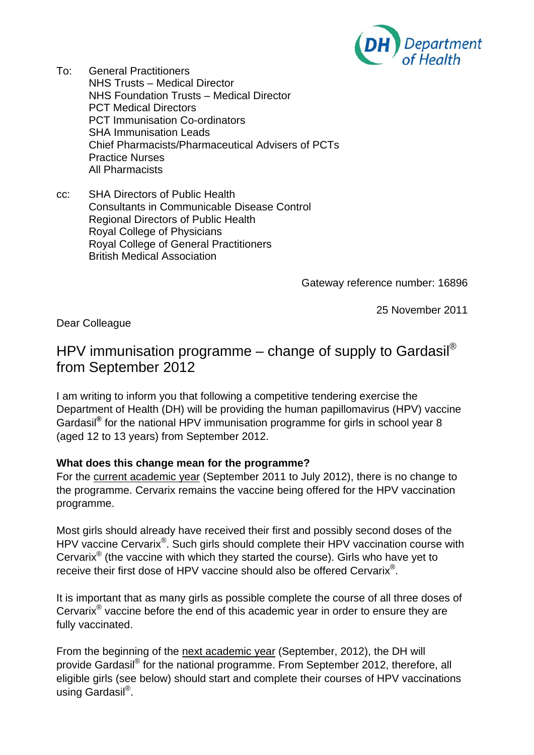To: General Practitioners
NHS Trusts – Medical Director
NHS Foundation Trusts – Medical Director
PCT Medical Directors
PCT Immunisation Co-ordinators
SHA Immunisation Leads
Chief Pharmacists/Pharmaceutical Advisers of PCTs
Practice Nurses
All Pharmacists

cc: SHA Directors of Public Health
Consultants in Communicable Disease Control
Regional Directors of Public Health
Royal College of Physicians
Royal College of General Practitioners
British Medical Association

Gateway reference number: 16896

25 November 2011

Dear Colleague

# HPV immunisation programme – change of supply to Gardasil® from September 2012

I am writing to inform you that following a competitive tendering exercise the Department of Health (DH) will be providing the human papillomavirus (HPV) vaccine Gardasil® for the national HPV immunisation programme for girls in school year 8 (aged 12 to 13 years) from September 2012.

**What does this change mean for the programme?**

For the current academic year (September 2011 to July 2012), there is no change to the programme. Cervarix remains the vaccine being offered for the HPV vaccination programme.

Most girls should already have received their first and possibly second doses of the HPV vaccine Cervarix®. Such girls should complete their HPV vaccination course with Cervarix® (the vaccine with which they started the course). Girls who have yet to receive their first dose of HPV vaccine should also be offered Cervarix®.

It is important that as many girls as possible complete the course of all three doses of Cervarix® vaccine before the end of this academic year in order to ensure they are fully vaccinated.

From the beginning of the next academic year (September, 2012), the DH will provide Gardasil® for the national programme. From September 2012, therefore, all eligible girls (see below) should start and complete their courses of HPV vaccinations using Gardasil®.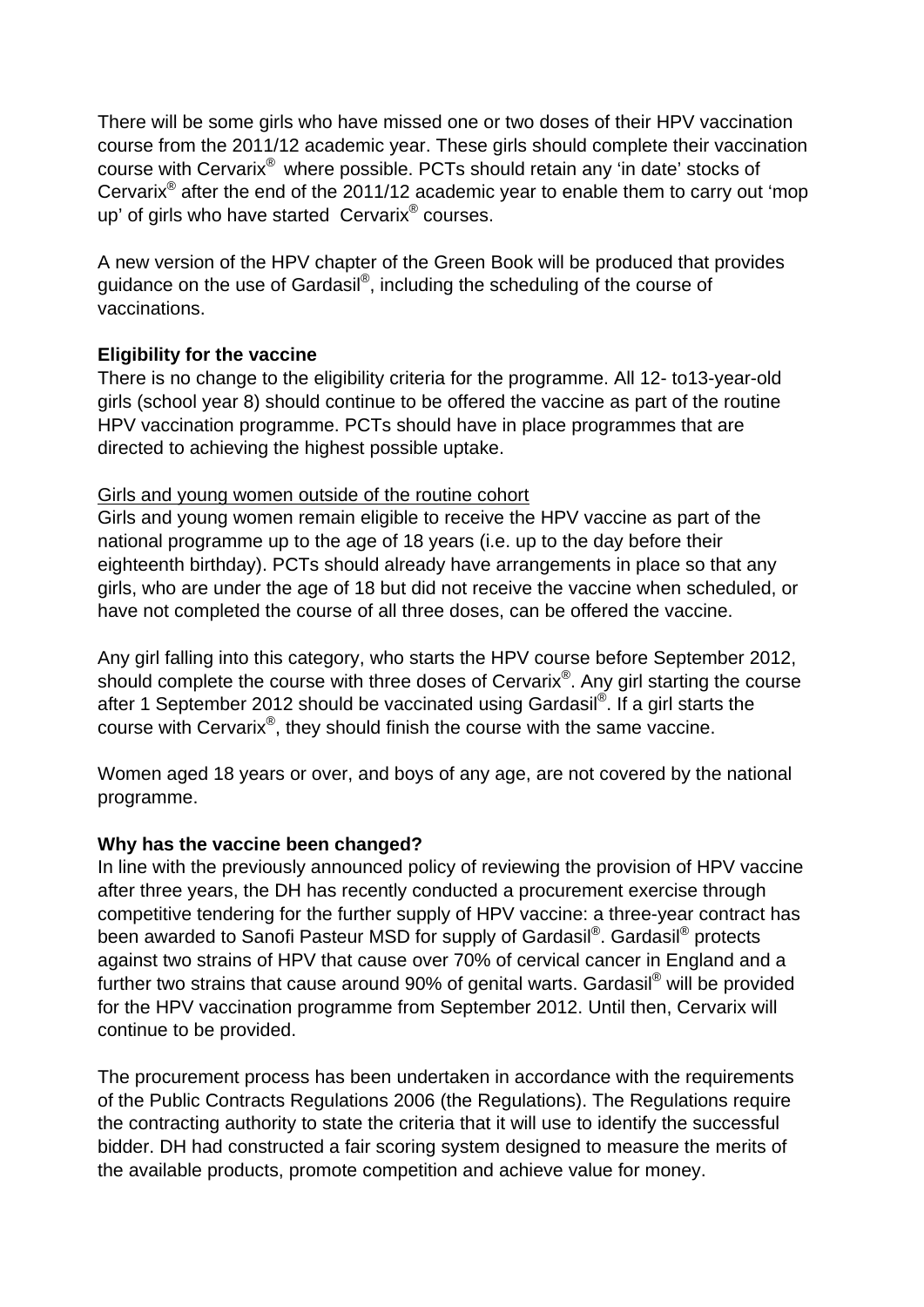There will be some girls who have missed one or two doses of their HPV vaccination course from the 2011/12 academic year. These girls should complete their vaccination course with Cervarix® where possible. PCTs should retain any 'in date' stocks of Cervarix® after the end of the 2011/12 academic year to enable them to carry out 'mop up' of girls who have started Cervarix® courses.

A new version of the HPV chapter of the Green Book will be produced that provides guidance on the use of Gardasil®, including the scheduling of the course of vaccinations.

**Eligibility for the vaccine**

There is no change to the eligibility criteria for the programme. All 12- to13-year-old girls (school year 8) should continue to be offered the vaccine as part of the routine HPV vaccination programme. PCTs should have in place programmes that are directed to achieving the highest possible uptake.

<u>Girls and young women outside of the routine cohort</u>

Girls and young women remain eligible to receive the HPV vaccine as part of the national programme up to the age of 18 years (i.e. up to the day before their eighteenth birthday). PCTs should already have arrangements in place so that any girls, who are under the age of 18 but did not receive the vaccine when scheduled, or have not completed the course of all three doses, can be offered the vaccine.

Any girl falling into this category, who starts the HPV course before September 2012, should complete the course with three doses of Cervarix®. Any girl starting the course after 1 September 2012 should be vaccinated using Gardasil®. If a girl starts the course with Cervarix®, they should finish the course with the same vaccine.

Women aged 18 years or over, and boys of any age, are not covered by the national programme.

**Why has the vaccine been changed?**

In line with the previously announced policy of reviewing the provision of HPV vaccine after three years, the DH has recently conducted a procurement exercise through competitive tendering for the further supply of HPV vaccine: a three-year contract has been awarded to Sanofi Pasteur MSD for supply of Gardasil®. Gardasil® protects against two strains of HPV that cause over 70% of cervical cancer in England and a further two strains that cause around 90% of genital warts. Gardasil® will be provided for the HPV vaccination programme from September 2012. Until then, Cervarix will continue to be provided.

The procurement process has been undertaken in accordance with the requirements of the Public Contracts Regulations 2006 (the Regulations). The Regulations require the contracting authority to state the criteria that it will use to identify the successful bidder. DH had constructed a fair scoring system designed to measure the merits of the available products, promote competition and achieve value for money.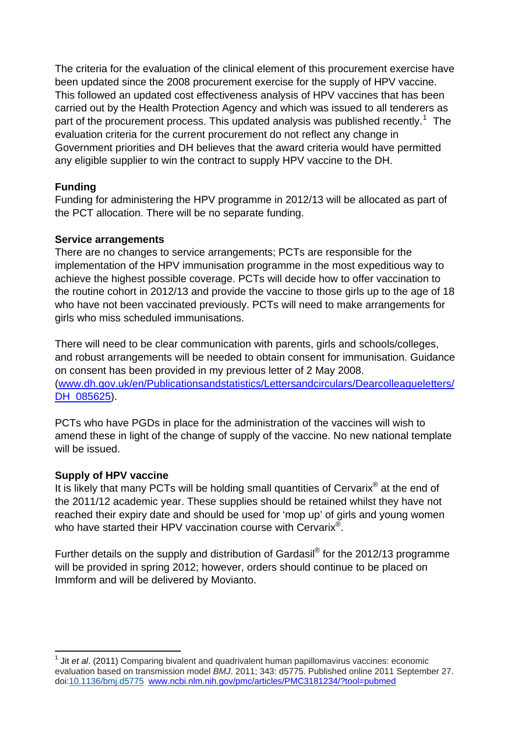The criteria for the evaluation of the clinical element of this procurement exercise have been updated since the 2008 procurement exercise for the supply of HPV vaccine. This followed an updated cost effectiveness analysis of HPV vaccines that has been carried out by the Health Protection Agency and which was issued to all tenderers as part of the procurement process. This updated analysis was published recently.[1] The evaluation criteria for the current procurement do not reflect any change in Government priorities and DH believes that the award criteria would have permitted any eligible supplier to win the contract to supply HPV vaccine to the DH.

**Funding**

Funding for administering the HPV programme in 2012/13 will be allocated as part of the PCT allocation. There will be no separate funding.

**Service arrangements**

There are no changes to service arrangements; PCTs are responsible for the implementation of the HPV immunisation programme in the most expeditious way to achieve the highest possible coverage. PCTs will decide how to offer vaccination to the routine cohort in 2012/13 and provide the vaccine to those girls up to the age of 18 who have not been vaccinated previously. PCTs will need to make arrangements for girls who miss scheduled immunisations.

There will need to be clear communication with parents, girls and schools/colleges, and robust arrangements will be needed to obtain consent for immunisation. Guidance on consent has been provided in my previous letter of 2 May 2008. (www.dh.gov.uk/en/Publicationsandstatistics/Lettersandcirculars/Dearcolleagueletters/DH_085625).

PCTs who have PGDs in place for the administration of the vaccines will wish to amend these in light of the change of supply of the vaccine. No new national template will be issued.

**Supply of HPV vaccine**

It is likely that many PCTs will be holding small quantities of Cervarix® at the end of the 2011/12 academic year. These supplies should be retained whilst they have not reached their expiry date and should be used for 'mop up' of girls and young women who have started their HPV vaccination course with Cervarix®.

Further details on the supply and distribution of Gardasil® for the 2012/13 programme will be provided in spring 2012; however, orders should continue to be placed on Immform and will be delivered by Movianto.

---

[1] Jit *et al*. (2011) Comparing bivalent and quadrivalent human papillomavirus vaccines: economic evaluation based on transmission model *BMJ*. 2011; 343: d5775. Published online 2011 September 27. doi:10.1136/bmj.d5775 www.ncbi.nlm.nih.gov/pmc/articles/PMC3181234/?tool=pubmed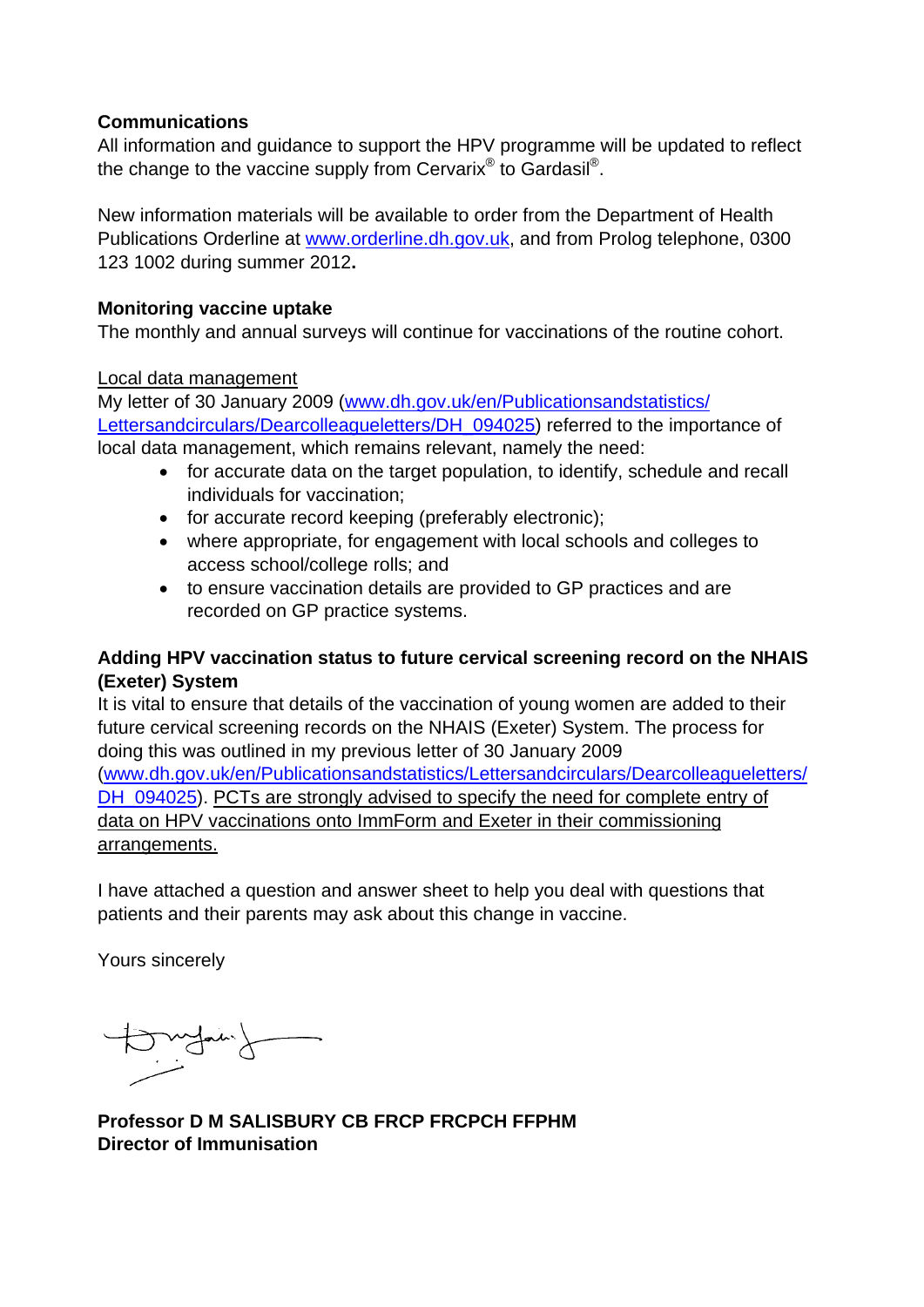**Communications**

All information and guidance to support the HPV programme will be updated to reflect the change to the vaccine supply from Cervarix® to Gardasil®.

New information materials will be available to order from the Department of Health Publications Orderline at www.orderline.dh.gov.uk, and from Prolog telephone, 0300 123 1002 during summer 2012**.**

**Monitoring vaccine uptake**

The monthly and annual surveys will continue for vaccinations of the routine cohort.

Local data management

My letter of 30 January 2009 (www.dh.gov.uk/en/Publicationsandstatistics/Lettersandcirculars/Dearcolleagueletters/DH_094025) referred to the importance of local data management, which remains relevant, namely the need:

- for accurate data on the target population, to identify, schedule and recall individuals for vaccination;
- for accurate record keeping (preferably electronic);
- where appropriate, for engagement with local schools and colleges to access school/college rolls; and
- to ensure vaccination details are provided to GP practices and are recorded on GP practice systems.

**Adding HPV vaccination status to future cervical screening record on the NHAIS (Exeter) System**

It is vital to ensure that details of the vaccination of young women are added to their future cervical screening records on the NHAIS (Exeter) System. The process for doing this was outlined in my previous letter of 30 January 2009 (www.dh.gov.uk/en/Publicationsandstatistics/Lettersandcirculars/Dearcolleagueletters/DH_094025). PCTs are strongly advised to specify the need for complete entry of data on HPV vaccinations onto ImmForm and Exeter in their commissioning arrangements.

I have attached a question and answer sheet to help you deal with questions that patients and their parents may ask about this change in vaccine.

Yours sincerely

**Professor D M SALISBURY CB FRCP FRCPCH FFPHM**
**Director of Immunisation**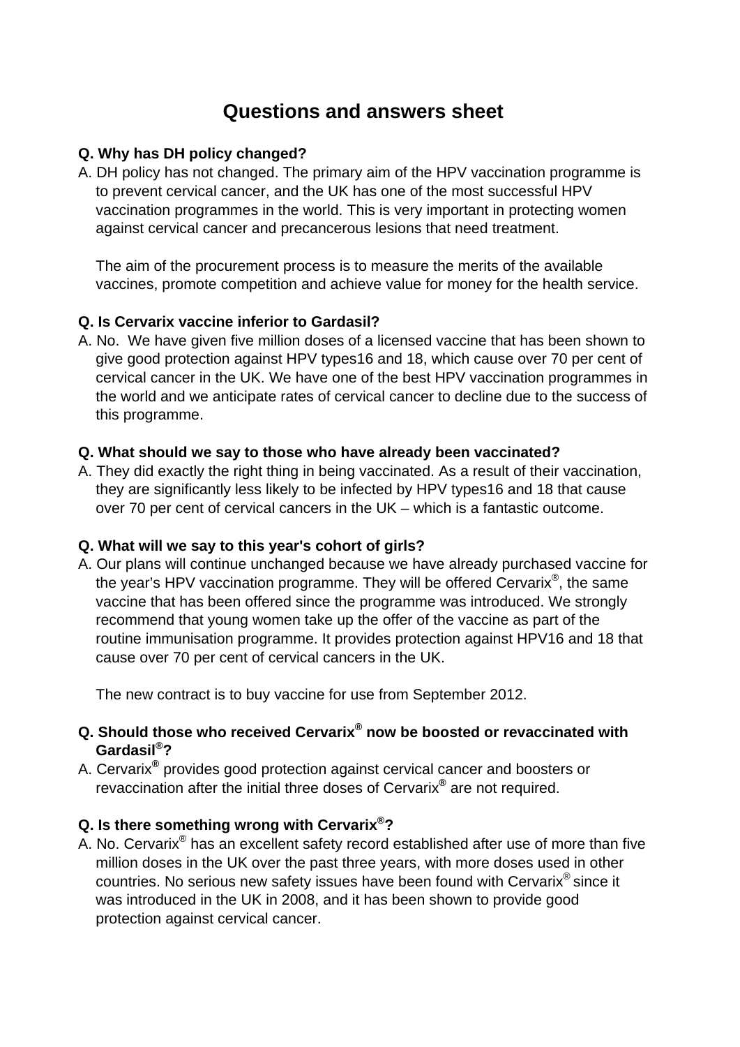# Questions and answers sheet

**Q. Why has DH policy changed?**

A. DH policy has not changed. The primary aim of the HPV vaccination programme is to prevent cervical cancer, and the UK has one of the most successful HPV vaccination programmes in the world. This is very important in protecting women against cervical cancer and precancerous lesions that need treatment.

The aim of the procurement process is to measure the merits of the available vaccines, promote competition and achieve value for money for the health service.

**Q. Is Cervarix vaccine inferior to Gardasil?**

A. No. We have given five million doses of a licensed vaccine that has been shown to give good protection against HPV types16 and 18, which cause over 70 per cent of cervical cancer in the UK. We have one of the best HPV vaccination programmes in the world and we anticipate rates of cervical cancer to decline due to the success of this programme.

**Q. What should we say to those who have already been vaccinated?**

A. They did exactly the right thing in being vaccinated. As a result of their vaccination, they are significantly less likely to be infected by HPV types16 and 18 that cause over 70 per cent of cervical cancers in the UK – which is a fantastic outcome.

**Q. What will we say to this year's cohort of girls?**

A. Our plans will continue unchanged because we have already purchased vaccine for the year's HPV vaccination programme. They will be offered Cervarix®, the same vaccine that has been offered since the programme was introduced. We strongly recommend that young women take up the offer of the vaccine as part of the routine immunisation programme. It provides protection against HPV16 and 18 that cause over 70 per cent of cervical cancers in the UK.

The new contract is to buy vaccine for use from September 2012.

**Q. Should those who received Cervarix® now be boosted or revaccinated with Gardasil®?**

A. Cervarix® provides good protection against cervical cancer and boosters or revaccination after the initial three doses of Cervarix® are not required.

**Q. Is there something wrong with Cervarix®?**

A. No. Cervarix® has an excellent safety record established after use of more than five million doses in the UK over the past three years, with more doses used in other countries. No serious new safety issues have been found with Cervarix® since it was introduced in the UK in 2008, and it has been shown to provide good protection against cervical cancer.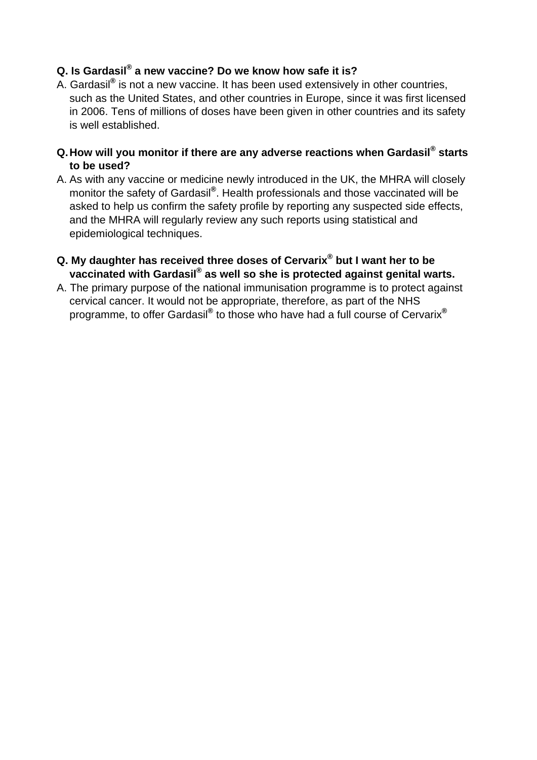**Q. Is Gardasil® a new vaccine? Do we know how safe it is?**

A. Gardasil® is not a new vaccine. It has been used extensively in other countries, such as the United States, and other countries in Europe, since it was first licensed in 2006. Tens of millions of doses have been given in other countries and its safety is well established.

**Q. How will you monitor if there are any adverse reactions when Gardasil® starts to be used?**

A. As with any vaccine or medicine newly introduced in the UK, the MHRA will closely monitor the safety of Gardasil®. Health professionals and those vaccinated will be asked to help us confirm the safety profile by reporting any suspected side effects, and the MHRA will regularly review any such reports using statistical and epidemiological techniques.

**Q. My daughter has received three doses of Cervarix® but I want her to be vaccinated with Gardasil® as well so she is protected against genital warts.**

A. The primary purpose of the national immunisation programme is to protect against cervical cancer. It would not be appropriate, therefore, as part of the NHS programme, to offer Gardasil® to those who have had a full course of Cervarix®